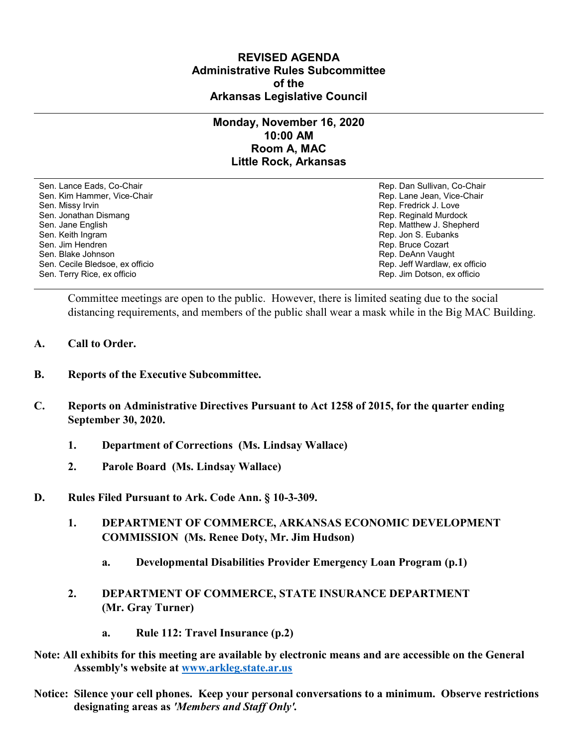# REVISED AGENDA
## Administrative Rules Subcommittee
## of the
## Arkansas Legislative Council

---

### Monday, November 16, 2020
### 10:00 AM
### Room A, MAC
### Little Rock, Arkansas

| | |
|---|---|
| Sen. Lance Eads, Co-Chair | Rep. Dan Sullivan, Co-Chair |
| Sen. Kim Hammer, Vice-Chair | Rep. Lane Jean, Vice-Chair |
| Sen. Missy Irvin | Rep. Fredrick J. Love |
| Sen. Jonathan Dismang | Rep. Reginald Murdock |
| Sen. Jane English | Rep. Matthew J. Shepherd |
| Sen. Keith Ingram | Rep. Jon S. Eubanks |
| Sen. Jim Hendren | Rep. Bruce Cozart |
| Sen. Blake Johnson | Rep. DeAnn Vaught |
| Sen. Cecile Bledsoe, ex officio | Rep. Jeff Wardlaw, ex officio |
| Sen. Terry Rice, ex officio | Rep. Jim Dotson, ex officio |

Committee meetings are open to the public. However, there is limited seating due to the social distancing requirements, and members of the public shall wear a mask while in the Big MAC Building.

**A. Call to Order.**

**B. Reports of the Executive Subcommittee.**

**C. Reports on Administrative Directives Pursuant to Act 1258 of 2015, for the quarter ending September 30, 2020.**

**1. Department of Corrections (Ms. Lindsay Wallace)**

**2. Parole Board (Ms. Lindsay Wallace)**

**D. Rules Filed Pursuant to Ark. Code Ann. § 10-3-309.**

**1. DEPARTMENT OF COMMERCE, ARKANSAS ECONOMIC DEVELOPMENT COMMISSION (Ms. Renee Doty, Mr. Jim Hudson)**

**a. Developmental Disabilities Provider Emergency Loan Program (p.1)**

**2. DEPARTMENT OF COMMERCE, STATE INSURANCE DEPARTMENT (Mr. Gray Turner)**

**a. Rule 112: Travel Insurance (p.2)**

**Note: All exhibits for this meeting are available by electronic means and are accessible on the General Assembly's website at [www.arkleg.state.ar.us](http://www.arkleg.state.ar.us)**

**Notice: Silence your cell phones. Keep your personal conversations to a minimum. Observe restrictions designating areas as *'Members and Staff Only'*.**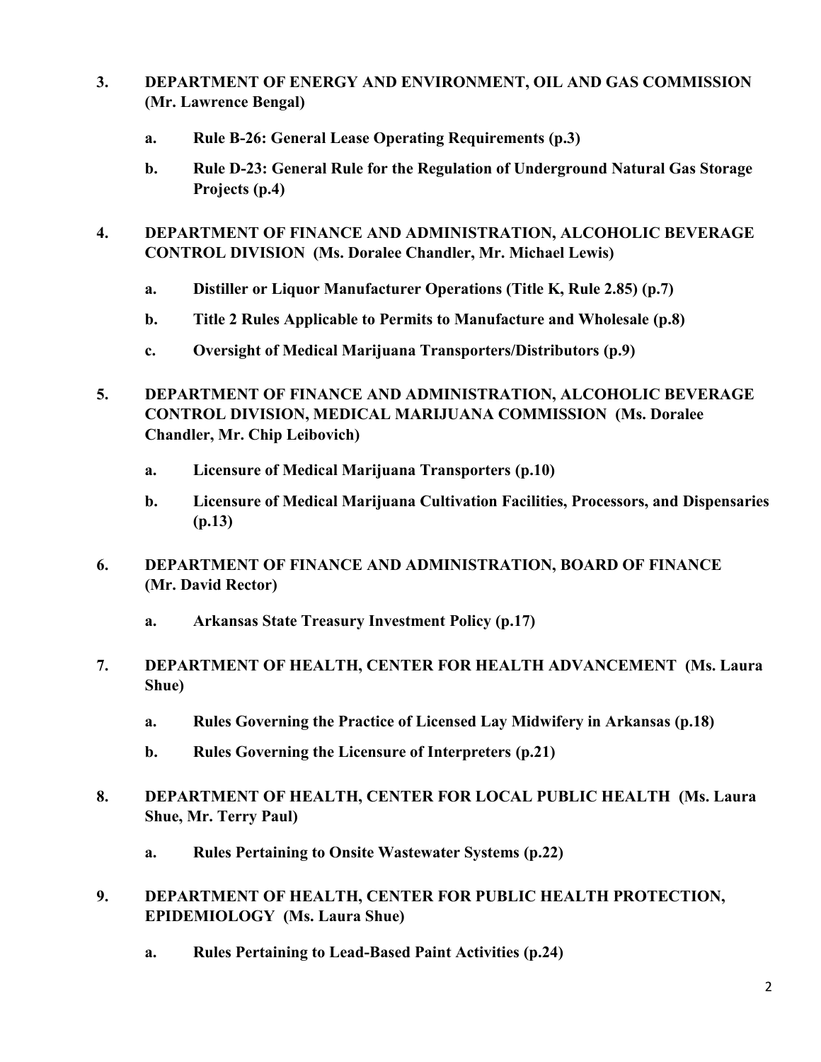**3. DEPARTMENT OF ENERGY AND ENVIRONMENT, OIL AND GAS COMMISSION (Mr. Lawrence Bengal)**

- **a. Rule B-26: General Lease Operating Requirements (p.3)**
- **b. Rule D-23: General Rule for the Regulation of Underground Natural Gas Storage Projects (p.4)**

**4. DEPARTMENT OF FINANCE AND ADMINISTRATION, ALCOHOLIC BEVERAGE CONTROL DIVISION (Ms. Doralee Chandler, Mr. Michael Lewis)**

- **a. Distiller or Liquor Manufacturer Operations (Title K, Rule 2.85) (p.7)**
- **b. Title 2 Rules Applicable to Permits to Manufacture and Wholesale (p.8)**
- **c. Oversight of Medical Marijuana Transporters/Distributors (p.9)**

**5. DEPARTMENT OF FINANCE AND ADMINISTRATION, ALCOHOLIC BEVERAGE CONTROL DIVISION, MEDICAL MARIJUANA COMMISSION (Ms. Doralee Chandler, Mr. Chip Leibovich)**

- **a. Licensure of Medical Marijuana Transporters (p.10)**
- **b. Licensure of Medical Marijuana Cultivation Facilities, Processors, and Dispensaries (p.13)**

**6. DEPARTMENT OF FINANCE AND ADMINISTRATION, BOARD OF FINANCE (Mr. David Rector)**

- **a. Arkansas State Treasury Investment Policy (p.17)**

**7. DEPARTMENT OF HEALTH, CENTER FOR HEALTH ADVANCEMENT (Ms. Laura Shue)**

- **a. Rules Governing the Practice of Licensed Lay Midwifery in Arkansas (p.18)**
- **b. Rules Governing the Licensure of Interpreters (p.21)**

**8. DEPARTMENT OF HEALTH, CENTER FOR LOCAL PUBLIC HEALTH (Ms. Laura Shue, Mr. Terry Paul)**

- **a. Rules Pertaining to Onsite Wastewater Systems (p.22)**

**9. DEPARTMENT OF HEALTH, CENTER FOR PUBLIC HEALTH PROTECTION, EPIDEMIOLOGY (Ms. Laura Shue)**

- **a. Rules Pertaining to Lead-Based Paint Activities (p.24)**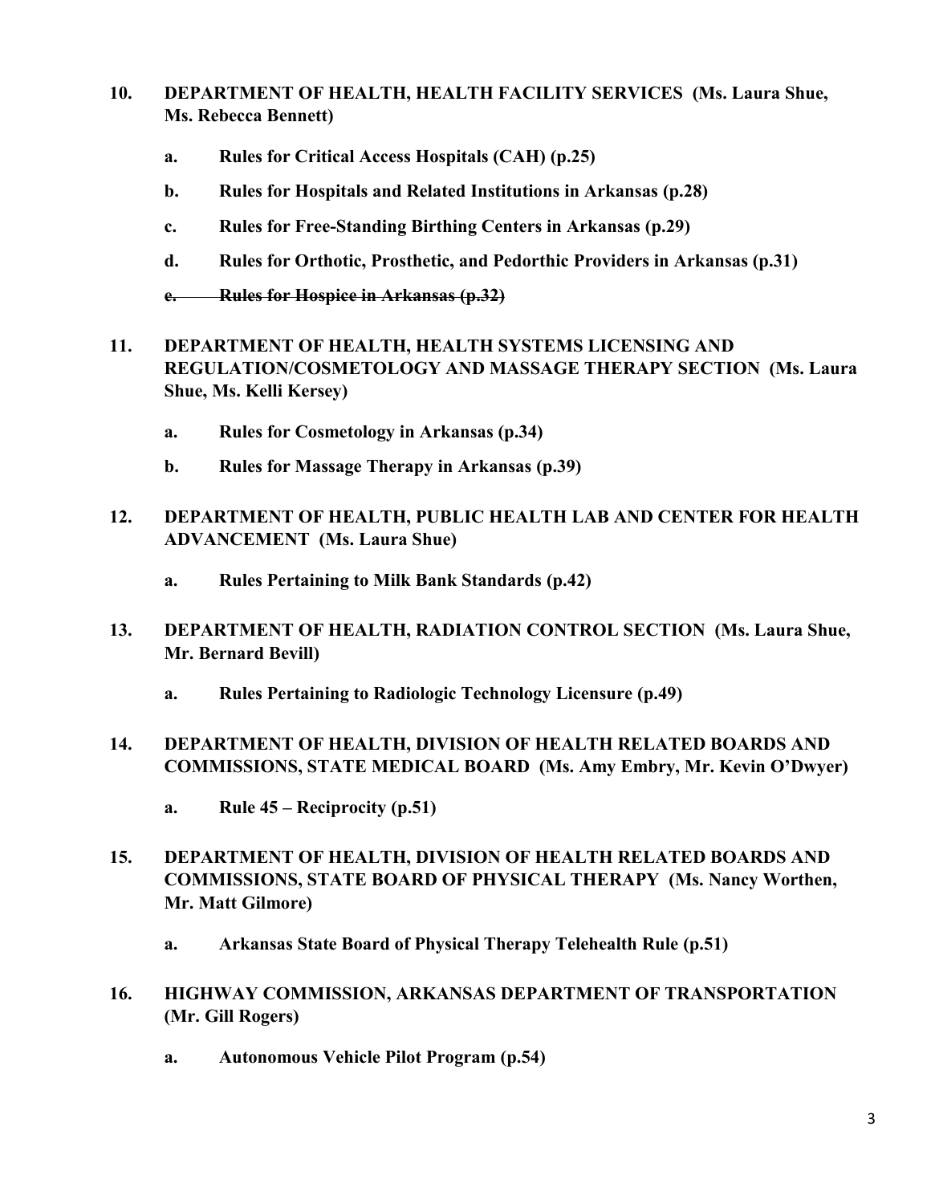10. **DEPARTMENT OF HEALTH, HEALTH FACILITY SERVICES (Ms. Laura Shue, Ms. Rebecca Bennett)**

    a. **Rules for Critical Access Hospitals (CAH) (p.25)**

    b. **Rules for Hospitals and Related Institutions in Arkansas (p.28)**

    c. **Rules for Free-Standing Birthing Centers in Arkansas (p.29)**

    d. **Rules for Orthotic, Prosthetic, and Pedorthic Providers in Arkansas (p.31)**

    ~~e. **Rules for Hospice in Arkansas (p.32)**~~

11. **DEPARTMENT OF HEALTH, HEALTH SYSTEMS LICENSING AND REGULATION/COSMETOLOGY AND MASSAGE THERAPY SECTION (Ms. Laura Shue, Ms. Kelli Kersey)**

    a. **Rules for Cosmetology in Arkansas (p.34)**

    b. **Rules for Massage Therapy in Arkansas (p.39)**

12. **DEPARTMENT OF HEALTH, PUBLIC HEALTH LAB AND CENTER FOR HEALTH ADVANCEMENT (Ms. Laura Shue)**

    a. **Rules Pertaining to Milk Bank Standards (p.42)**

13. **DEPARTMENT OF HEALTH, RADIATION CONTROL SECTION (Ms. Laura Shue, Mr. Bernard Bevill)**

    a. **Rules Pertaining to Radiologic Technology Licensure (p.49)**

14. **DEPARTMENT OF HEALTH, DIVISION OF HEALTH RELATED BOARDS AND COMMISSIONS, STATE MEDICAL BOARD (Ms. Amy Embry, Mr. Kevin O'Dwyer)**

    a. **Rule 45 – Reciprocity (p.51)**

15. **DEPARTMENT OF HEALTH, DIVISION OF HEALTH RELATED BOARDS AND COMMISSIONS, STATE BOARD OF PHYSICAL THERAPY (Ms. Nancy Worthen, Mr. Matt Gilmore)**

    a. **Arkansas State Board of Physical Therapy Telehealth Rule (p.51)**

16. **HIGHWAY COMMISSION, ARKANSAS DEPARTMENT OF TRANSPORTATION (Mr. Gill Rogers)**

    a. **Autonomous Vehicle Pilot Program (p.54)**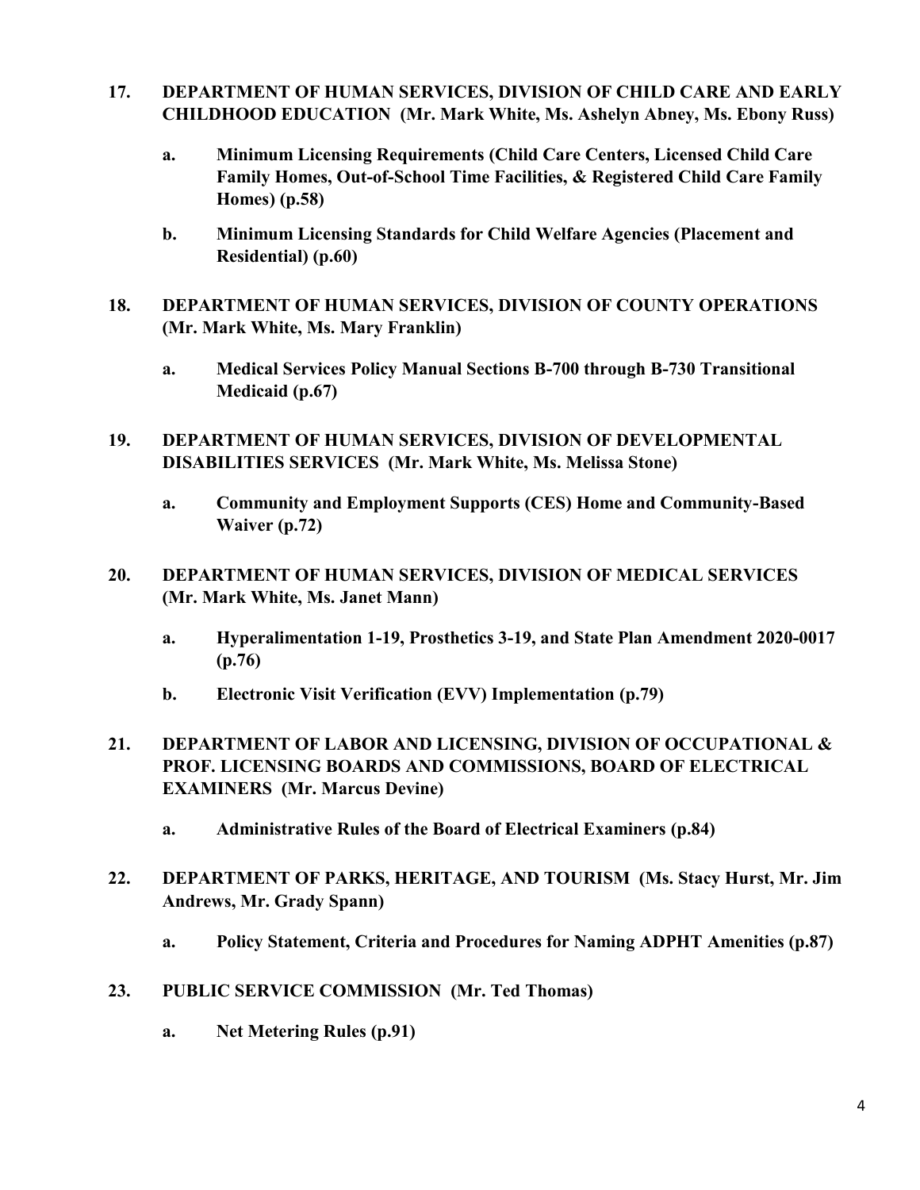**17. DEPARTMENT OF HUMAN SERVICES, DIVISION OF CHILD CARE AND EARLY CHILDHOOD EDUCATION (Mr. Mark White, Ms. Ashelyn Abney, Ms. Ebony Russ)**

- **a. Minimum Licensing Requirements (Child Care Centers, Licensed Child Care Family Homes, Out-of-School Time Facilities, & Registered Child Care Family Homes) (p.58)**

- **b. Minimum Licensing Standards for Child Welfare Agencies (Placement and Residential) (p.60)**

**18. DEPARTMENT OF HUMAN SERVICES, DIVISION OF COUNTY OPERATIONS (Mr. Mark White, Ms. Mary Franklin)**

- **a. Medical Services Policy Manual Sections B-700 through B-730 Transitional Medicaid (p.67)**

**19. DEPARTMENT OF HUMAN SERVICES, DIVISION OF DEVELOPMENTAL DISABILITIES SERVICES (Mr. Mark White, Ms. Melissa Stone)**

- **a. Community and Employment Supports (CES) Home and Community-Based Waiver (p.72)**

**20. DEPARTMENT OF HUMAN SERVICES, DIVISION OF MEDICAL SERVICES (Mr. Mark White, Ms. Janet Mann)**

- **a. Hyperalimentation 1-19, Prosthetics 3-19, and State Plan Amendment 2020-0017 (p.76)**

- **b. Electronic Visit Verification (EVV) Implementation (p.79)**

**21. DEPARTMENT OF LABOR AND LICENSING, DIVISION OF OCCUPATIONAL & PROF. LICENSING BOARDS AND COMMISSIONS, BOARD OF ELECTRICAL EXAMINERS (Mr. Marcus Devine)**

- **a. Administrative Rules of the Board of Electrical Examiners (p.84)**

**22. DEPARTMENT OF PARKS, HERITAGE, AND TOURISM (Ms. Stacy Hurst, Mr. Jim Andrews, Mr. Grady Spann)**

- **a. Policy Statement, Criteria and Procedures for Naming ADPHT Amenities (p.87)**

**23. PUBLIC SERVICE COMMISSION (Mr. Ted Thomas)**

- **a. Net Metering Rules (p.91)**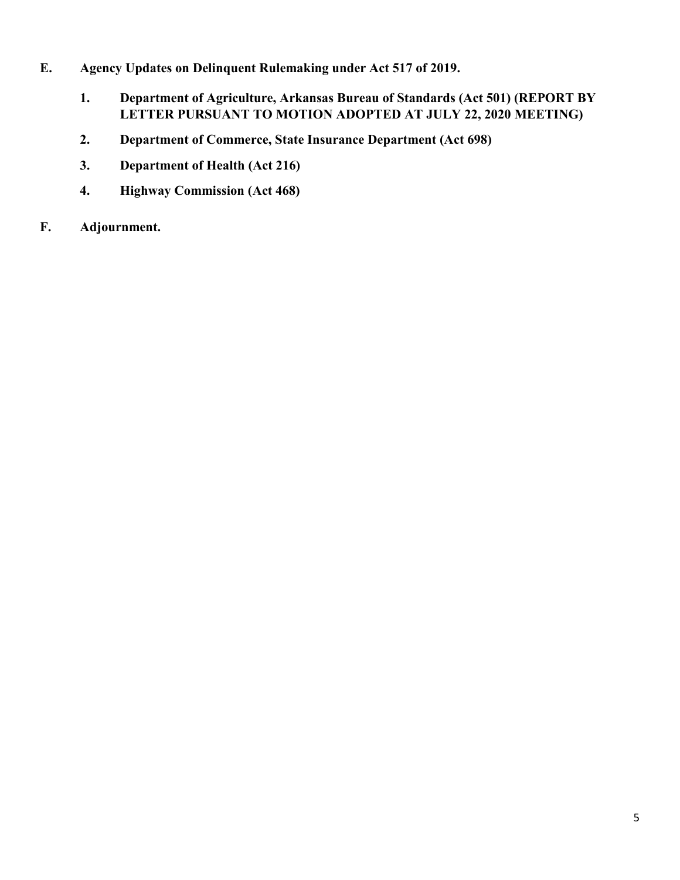**E. Agency Updates on Delinquent Rulemaking under Act 517 of 2019.**

1. **Department of Agriculture, Arkansas Bureau of Standards (Act 501) (REPORT BY LETTER PURSUANT TO MOTION ADOPTED AT JULY 22, 2020 MEETING)**

2. **Department of Commerce, State Insurance Department (Act 698)**

3. **Department of Health (Act 216)**

4. **Highway Commission (Act 468)**

**F. Adjournment.**